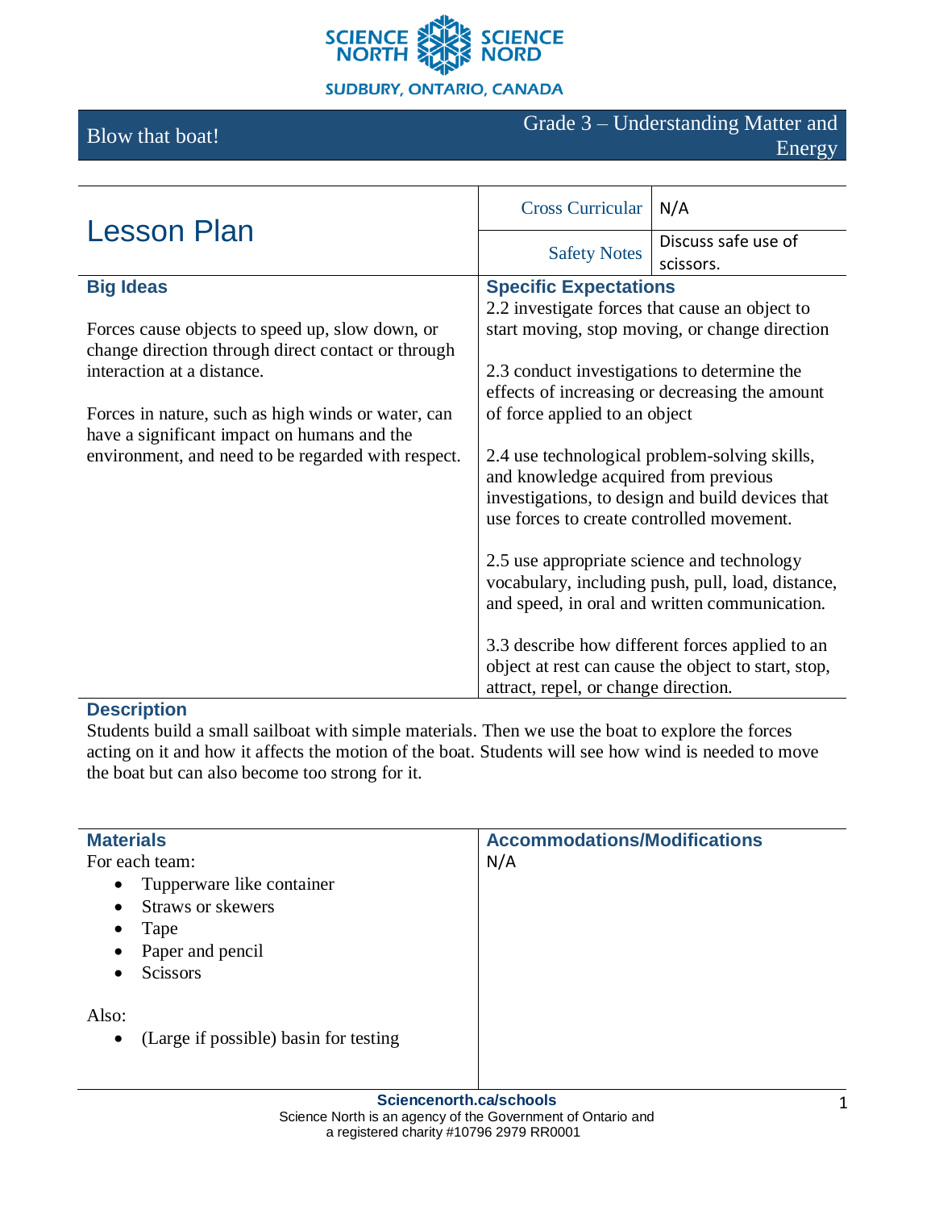SCIENCE NORTH SCIENCE NORD

SUDBURY, ONTARIO, CANADA

# Blow that boat!

Grade 3 – Understanding Matter and Energy

## Lesson Plan

| Cross Curricular | N/A |
|---|---|
| Safety Notes | Discuss safe use of scissors. |

### Big Ideas

Forces cause objects to speed up, slow down, or change direction through direct contact or through interaction at a distance.

Forces in nature, such as high winds or water, can have a significant impact on humans and the environment, and need to be regarded with respect.

### Specific Expectations

2.2 investigate forces that cause an object to start moving, stop moving, or change direction

2.3 conduct investigations to determine the effects of increasing or decreasing the amount of force applied to an object

2.4 use technological problem-solving skills, and knowledge acquired from previous investigations, to design and build devices that use forces to create controlled movement.

2.5 use appropriate science and technology vocabulary, including push, pull, load, distance, and speed, in oral and written communication.

3.3 describe how different forces applied to an object at rest can cause the object to start, stop, attract, repel, or change direction.

### Description

Students build a small sailboat with simple materials. Then we use the boat to explore the forces acting on it and how it affects the motion of the boat. Students will see how wind is needed to move the boat but can also become too strong for it.

### Materials

For each team:

- Tupperware like container
- Straws or skewers
- Tape
- Paper and pencil
- Scissors

Also:

- (Large if possible) basin for testing

### Accommodations/Modifications

N/A

**Sciencenorth.ca/schools**
Science North is an agency of the Government of Ontario and a registered charity #10796 2979 RR0001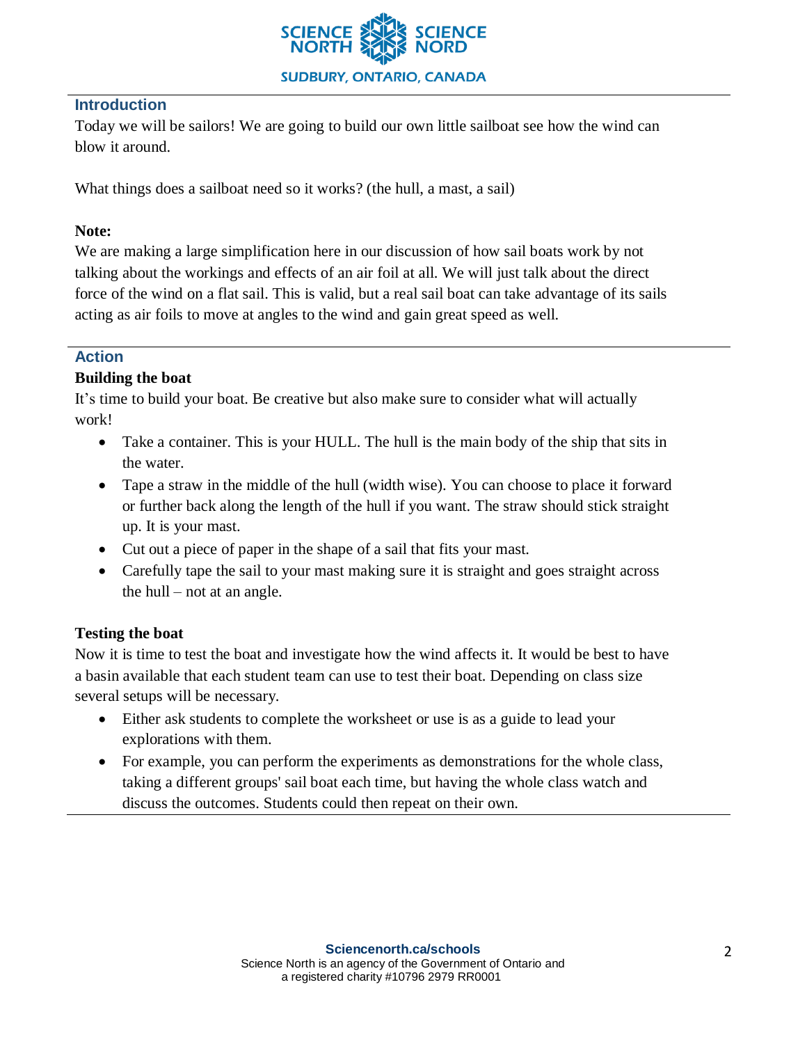## Introduction

Today we will be sailors! We are going to build our own little sailboat see how the wind can blow it around.

What things does a sailboat need so it works? (the hull, a mast, a sail)

**Note:**

We are making a large simplification here in our discussion of how sail boats work by not talking about the workings and effects of an air foil at all. We will just talk about the direct force of the wind on a flat sail. This is valid, but a real sail boat can take advantage of its sails acting as air foils to move at angles to the wind and gain great speed as well.

## Action

**Building the boat**

It's time to build your boat. Be creative but also make sure to consider what will actually work!

- Take a container. This is your HULL. The hull is the main body of the ship that sits in the water.
- Tape a straw in the middle of the hull (width wise). You can choose to place it forward or further back along the length of the hull if you want. The straw should stick straight up. It is your mast.
- Cut out a piece of paper in the shape of a sail that fits your mast.
- Carefully tape the sail to your mast making sure it is straight and goes straight across the hull – not at an angle.

**Testing the boat**

Now it is time to test the boat and investigate how the wind affects it. It would be best to have a basin available that each student team can use to test their boat. Depending on class size several setups will be necessary.

- Either ask students to complete the worksheet or use is as a guide to lead your explorations with them.
- For example, you can perform the experiments as demonstrations for the whole class, taking a different groups' sail boat each time, but having the whole class watch and discuss the outcomes. Students could then repeat on their own.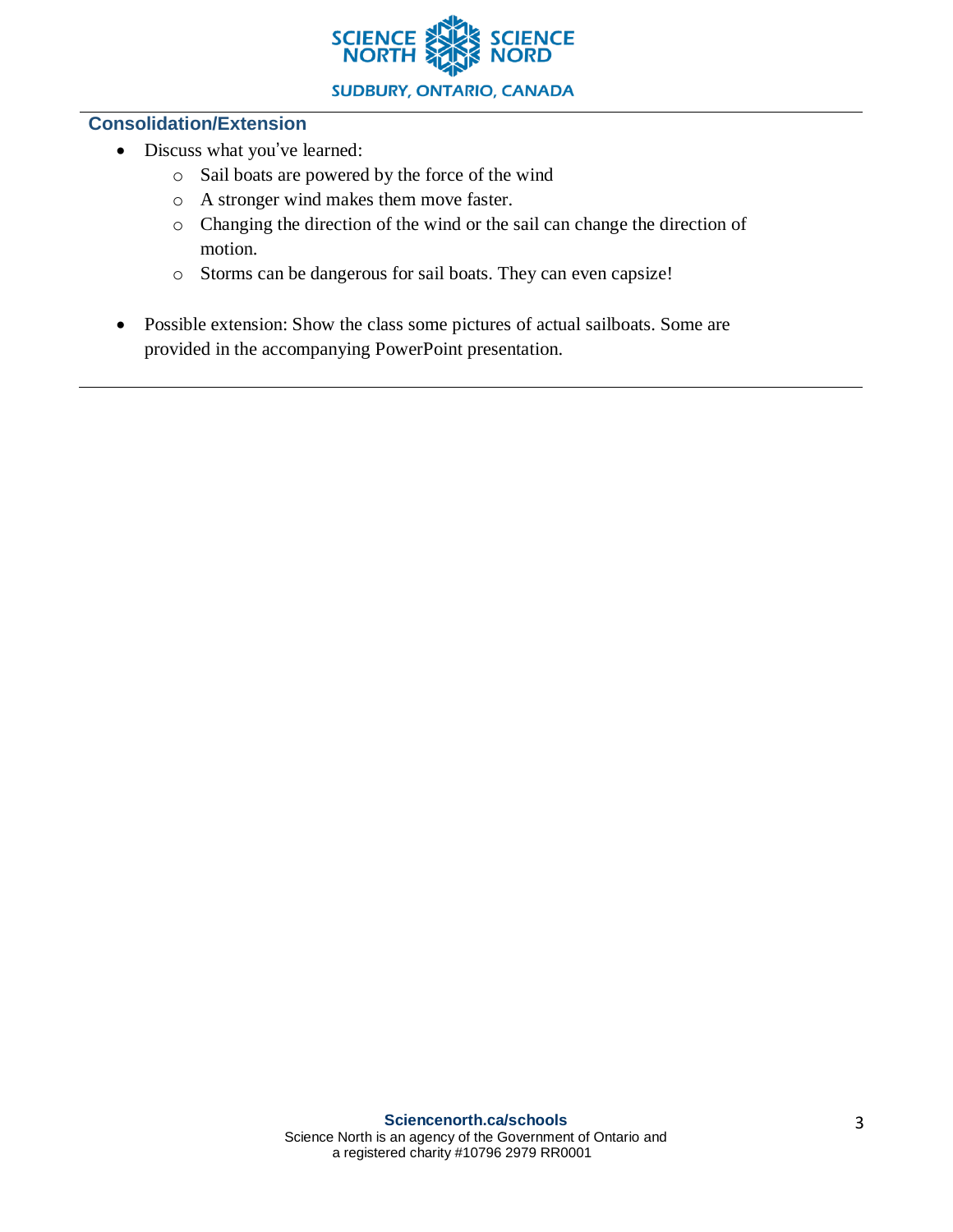## Consolidation/Extension

- Discuss what you've learned:
  - Sail boats are powered by the force of the wind
  - A stronger wind makes them move faster.
  - Changing the direction of the wind or the sail can change the direction of motion.
  - Storms can be dangerous for sail boats. They can even capsize!

- Possible extension: Show the class some pictures of actual sailboats. Some are provided in the accompanying PowerPoint presentation.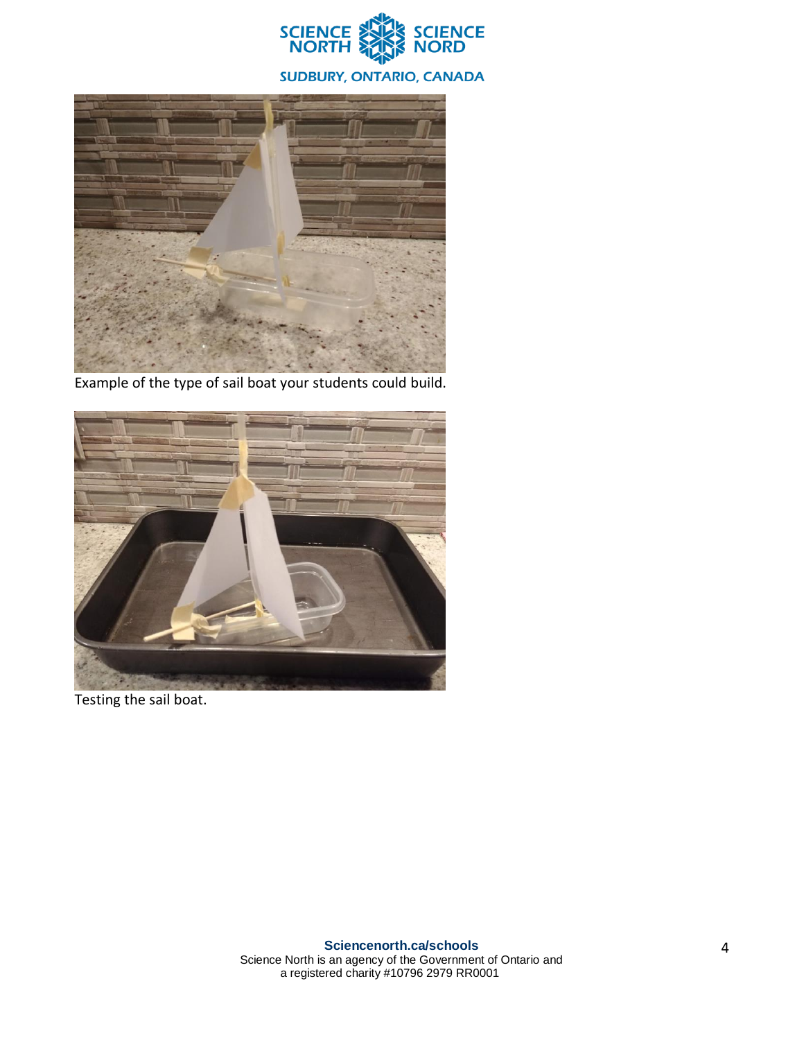Example of the type of sail boat your students could build.

Testing the sail boat.